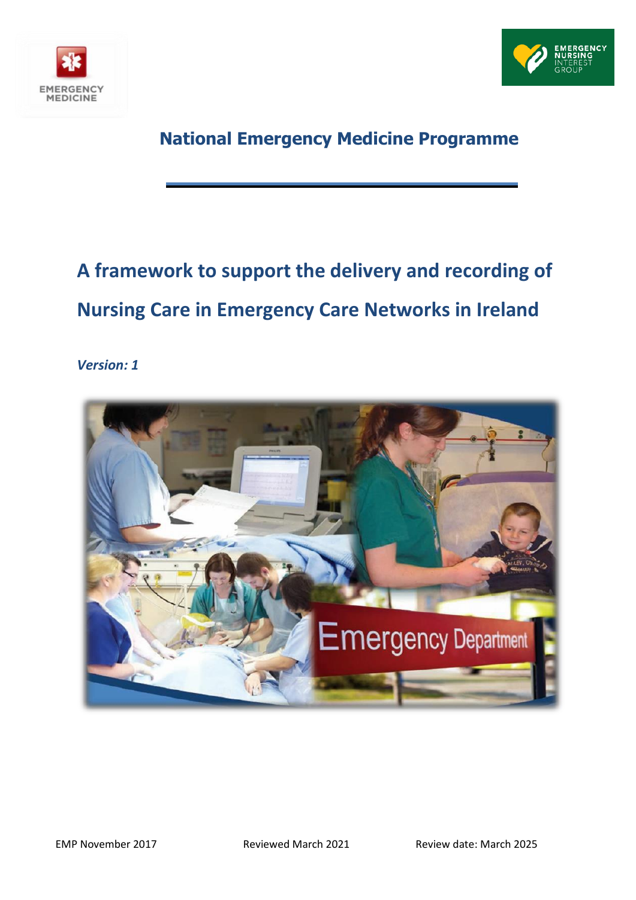EMERGENCY MEDICINE

EMERGENCY NURSING INTEREST GROUP

## National Emergency Medicine Programme

# A framework to support the delivery and recording of Nursing Care in Emergency Care Networks in Ireland

*Version: 1*

EMP November 2017 | Reviewed March 2021 | Review date: March 2025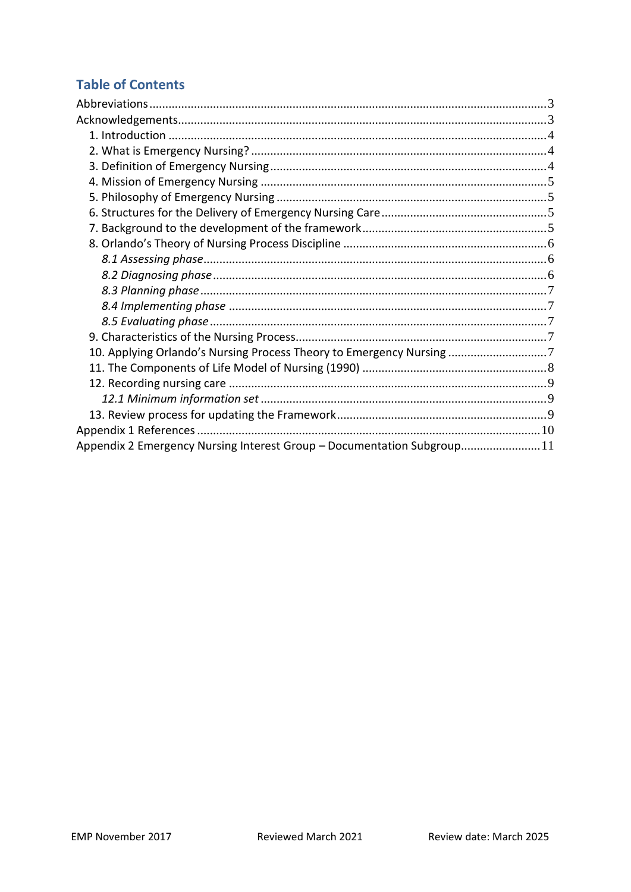## Table of Contents

- Abbreviations ... 3
- Acknowledgements ... 3
  - 1. Introduction ... 4
  - 2. What is Emergency Nursing? ... 4
  - 3. Definition of Emergency Nursing ... 4
  - 4. Mission of Emergency Nursing ... 5
  - 5. Philosophy of Emergency Nursing ... 5
  - 6. Structures for the Delivery of Emergency Nursing Care ... 5
  - 7. Background to the development of the framework ... 5
  - 8. Orlando's Theory of Nursing Process Discipline ... 6
    - *8.1 Assessing phase* ... 6
    - *8.2 Diagnosing phase* ... 6
    - *8.3 Planning phase* ... 7
    - *8.4 Implementing phase* ... 7
    - *8.5 Evaluating phase* ... 7
  - 9. Characteristics of the Nursing Process ... 7
  - 10. Applying Orlando's Nursing Process Theory to Emergency Nursing ... 7
  - 11. The Components of Life Model of Nursing (1990) ... 8
  - 12. Recording nursing care ... 9
    - *12.1 Minimum information set* ... 9
  - 13. Review process for updating the Framework ... 9
- Appendix 1 References ... 10
- Appendix 2 Emergency Nursing Interest Group – Documentation Subgroup ... 11

EMP November 2017 Reviewed March 2021 Review date: March 2025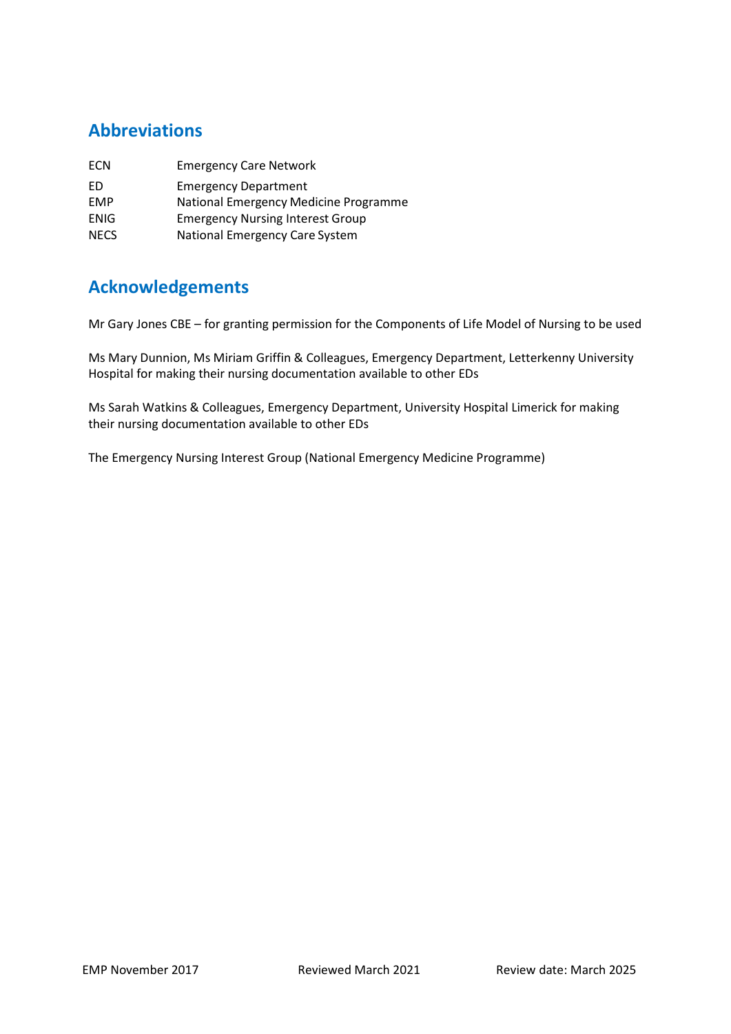## Abbreviations

| | |
|---|---|
| ECN | Emergency Care Network |
| ED | Emergency Department |
| EMP | National Emergency Medicine Programme |
| ENIG | Emergency Nursing Interest Group |
| NECS | National Emergency Care System |

## Acknowledgements

Mr Gary Jones CBE – for granting permission for the Components of Life Model of Nursing to be used

Ms Mary Dunnion, Ms Miriam Griffin & Colleagues, Emergency Department, Letterkenny University Hospital for making their nursing documentation available to other EDs

Ms Sarah Watkins & Colleagues, Emergency Department, University Hospital Limerick for making their nursing documentation available to other EDs

The Emergency Nursing Interest Group (National Emergency Medicine Programme)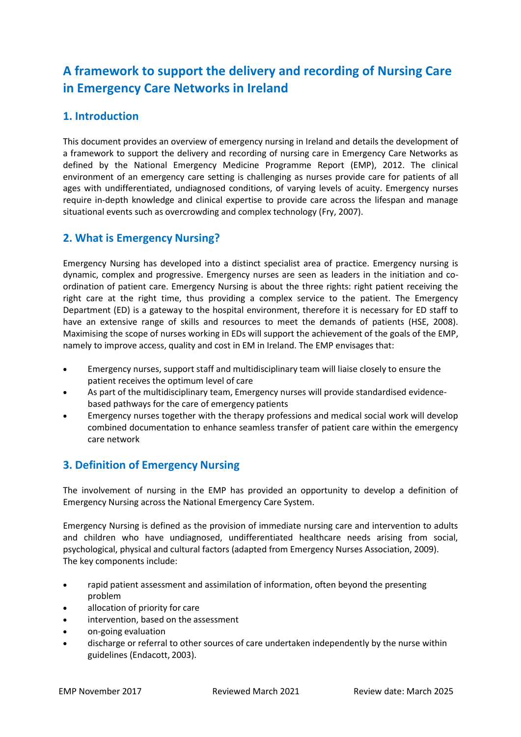# A framework to support the delivery and recording of Nursing Care in Emergency Care Networks in Ireland

## 1. Introduction

This document provides an overview of emergency nursing in Ireland and details the development of a framework to support the delivery and recording of nursing care in Emergency Care Networks as defined by the National Emergency Medicine Programme Report (EMP), 2012. The clinical environment of an emergency care setting is challenging as nurses provide care for patients of all ages with undifferentiated, undiagnosed conditions, of varying levels of acuity. Emergency nurses require in-depth knowledge and clinical expertise to provide care across the lifespan and manage situational events such as overcrowding and complex technology (Fry, 2007).

## 2. What is Emergency Nursing?

Emergency Nursing has developed into a distinct specialist area of practice. Emergency nursing is dynamic, complex and progressive. Emergency nurses are seen as leaders in the initiation and co-ordination of patient care. Emergency Nursing is about the three rights: right patient receiving the right care at the right time, thus providing a complex service to the patient. The Emergency Department (ED) is a gateway to the hospital environment, therefore it is necessary for ED staff to have an extensive range of skills and resources to meet the demands of patients (HSE, 2008). Maximising the scope of nurses working in EDs will support the achievement of the goals of the EMP, namely to improve access, quality and cost in EM in Ireland. The EMP envisages that:

- Emergency nurses, support staff and multidisciplinary team will liaise closely to ensure the patient receives the optimum level of care
- As part of the multidisciplinary team, Emergency nurses will provide standardised evidence-based pathways for the care of emergency patients
- Emergency nurses together with the therapy professions and medical social work will develop combined documentation to enhance seamless transfer of patient care within the emergency care network

## 3. Definition of Emergency Nursing

The involvement of nursing in the EMP has provided an opportunity to develop a definition of Emergency Nursing across the National Emergency Care System.

Emergency Nursing is defined as the provision of immediate nursing care and intervention to adults and children who have undiagnosed, undifferentiated healthcare needs arising from social, psychological, physical and cultural factors (adapted from Emergency Nurses Association, 2009). The key components include:

- rapid patient assessment and assimilation of information, often beyond the presenting problem
- allocation of priority for care
- intervention, based on the assessment
- on-going evaluation
- discharge or referral to other sources of care undertaken independently by the nurse within guidelines (Endacott, 2003).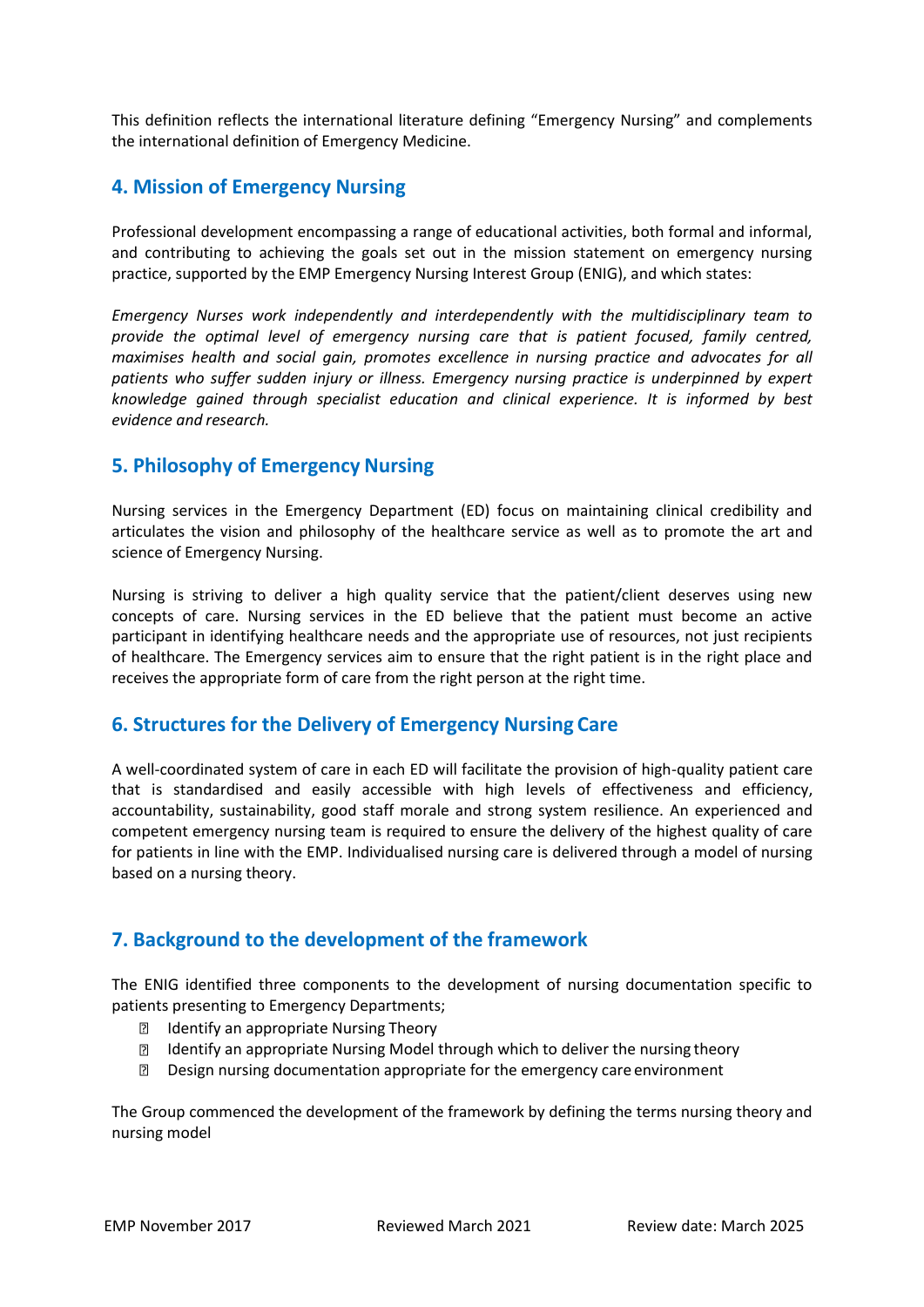This definition reflects the international literature defining "Emergency Nursing" and complements the international definition of Emergency Medicine.

## 4. Mission of Emergency Nursing

Professional development encompassing a range of educational activities, both formal and informal, and contributing to achieving the goals set out in the mission statement on emergency nursing practice, supported by the EMP Emergency Nursing Interest Group (ENIG), and which states:

*Emergency Nurses work independently and interdependently with the multidisciplinary team to provide the optimal level of emergency nursing care that is patient focused, family centred, maximises health and social gain, promotes excellence in nursing practice and advocates for all patients who suffer sudden injury or illness. Emergency nursing practice is underpinned by expert knowledge gained through specialist education and clinical experience. It is informed by best evidence and research.*

## 5. Philosophy of Emergency Nursing

Nursing services in the Emergency Department (ED) focus on maintaining clinical credibility and articulates the vision and philosophy of the healthcare service as well as to promote the art and science of Emergency Nursing.

Nursing is striving to deliver a high quality service that the patient/client deserves using new concepts of care. Nursing services in the ED believe that the patient must become an active participant in identifying healthcare needs and the appropriate use of resources, not just recipients of healthcare. The Emergency services aim to ensure that the right patient is in the right place and receives the appropriate form of care from the right person at the right time.

## 6. Structures for the Delivery of Emergency Nursing Care

A well-coordinated system of care in each ED will facilitate the provision of high-quality patient care that is standardised and easily accessible with high levels of effectiveness and efficiency, accountability, sustainability, good staff morale and strong system resilience. An experienced and competent emergency nursing team is required to ensure the delivery of the highest quality of care for patients in line with the EMP. Individualised nursing care is delivered through a model of nursing based on a nursing theory.

## 7. Background to the development of the framework

The ENIG identified three components to the development of nursing documentation specific to patients presenting to Emergency Departments;

- Identify an appropriate Nursing Theory
- Identify an appropriate Nursing Model through which to deliver the nursing theory
- Design nursing documentation appropriate for the emergency care environment

The Group commenced the development of the framework by defining the terms nursing theory and nursing model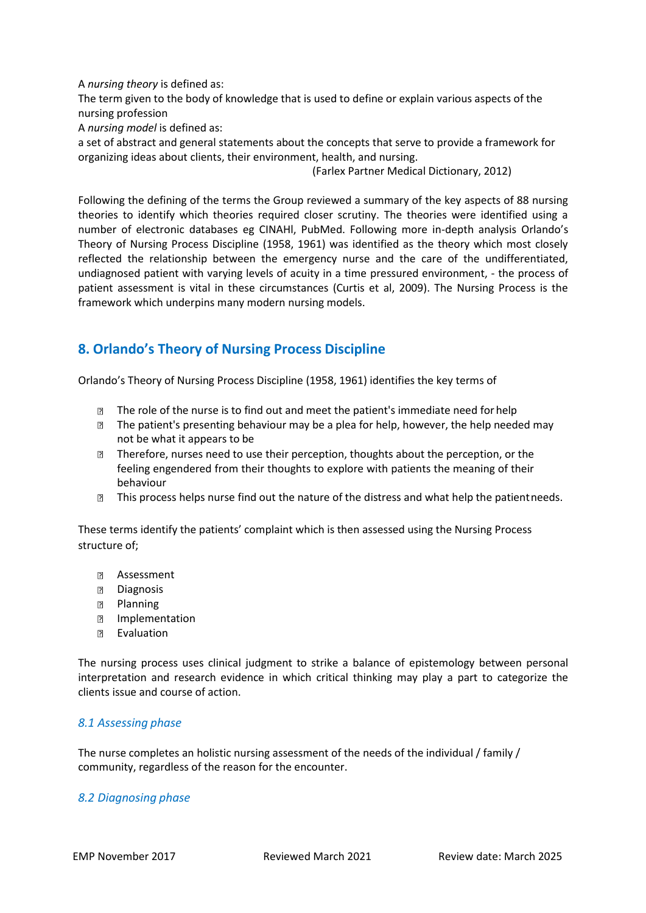A *nursing theory* is defined as:

The term given to the body of knowledge that is used to define or explain various aspects of the nursing profession

A *nursing model* is defined as:

a set of abstract and general statements about the concepts that serve to provide a framework for organizing ideas about clients, their environment, health, and nursing.

(Farlex Partner Medical Dictionary, 2012)

Following the defining of the terms the Group reviewed a summary of the key aspects of 88 nursing theories to identify which theories required closer scrutiny. The theories were identified using a number of electronic databases eg CINAHl, PubMed. Following more in-depth analysis Orlando's Theory of Nursing Process Discipline (1958, 1961) was identified as the theory which most closely reflected the relationship between the emergency nurse and the care of the undifferentiated, undiagnosed patient with varying levels of acuity in a time pressured environment, - the process of patient assessment is vital in these circumstances (Curtis et al, 2009). The Nursing Process is the framework which underpins many modern nursing models.

## 8. Orlando's Theory of Nursing Process Discipline

Orlando's Theory of Nursing Process Discipline (1958, 1961) identifies the key terms of

- The role of the nurse is to find out and meet the patient's immediate need for help
- The patient's presenting behaviour may be a plea for help, however, the help needed may not be what it appears to be
- Therefore, nurses need to use their perception, thoughts about the perception, or the feeling engendered from their thoughts to explore with patients the meaning of their behaviour
- This process helps nurse find out the nature of the distress and what help the patient needs.

These terms identify the patients' complaint which is then assessed using the Nursing Process structure of;

- Assessment
- Diagnosis
- Planning
- Implementation
- Evaluation

The nursing process uses clinical judgment to strike a balance of epistemology between personal interpretation and research evidence in which critical thinking may play a part to categorize the clients issue and course of action.

### *8.1 Assessing phase*

The nurse completes an holistic nursing assessment of the needs of the individual / family / community, regardless of the reason for the encounter.

### *8.2 Diagnosing phase*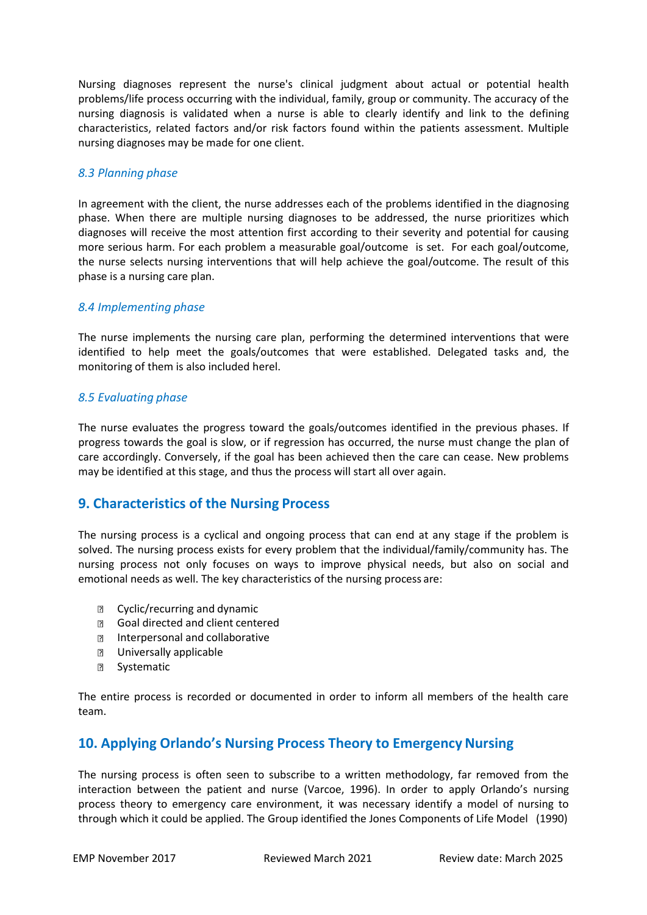Nursing diagnoses represent the nurse's clinical judgment about actual or potential health problems/life process occurring with the individual, family, group or community. The accuracy of the nursing diagnosis is validated when a nurse is able to clearly identify and link to the defining characteristics, related factors and/or risk factors found within the patients assessment. Multiple nursing diagnoses may be made for one client.

### *8.3 Planning phase*

In agreement with the client, the nurse addresses each of the problems identified in the diagnosing phase. When there are multiple nursing diagnoses to be addressed, the nurse prioritizes which diagnoses will receive the most attention first according to their severity and potential for causing more serious harm. For each problem a measurable goal/outcome is set. For each goal/outcome, the nurse selects nursing interventions that will help achieve the goal/outcome. The result of this phase is a nursing care plan.

### *8.4 Implementing phase*

The nurse implements the nursing care plan, performing the determined interventions that were identified to help meet the goals/outcomes that were established. Delegated tasks and, the monitoring of them is also included herel.

### *8.5 Evaluating phase*

The nurse evaluates the progress toward the goals/outcomes identified in the previous phases. If progress towards the goal is slow, or if regression has occurred, the nurse must change the plan of care accordingly. Conversely, if the goal has been achieved then the care can cease. New problems may be identified at this stage, and thus the process will start all over again.

## 9. Characteristics of the Nursing Process

The nursing process is a cyclical and ongoing process that can end at any stage if the problem is solved. The nursing process exists for every problem that the individual/family/community has. The nursing process not only focuses on ways to improve physical needs, but also on social and emotional needs as well. The key characteristics of the nursing process are:

- Cyclic/recurring and dynamic
- Goal directed and client centered
- Interpersonal and collaborative
- Universally applicable
- Systematic

The entire process is recorded or documented in order to inform all members of the health care team.

## 10. Applying Orlando's Nursing Process Theory to Emergency Nursing

The nursing process is often seen to subscribe to a written methodology, far removed from the interaction between the patient and nurse (Varcoe, 1996). In order to apply Orlando's nursing process theory to emergency care environment, it was necessary identify a model of nursing to through which it could be applied. The Group identified the Jones Components of Life Model (1990)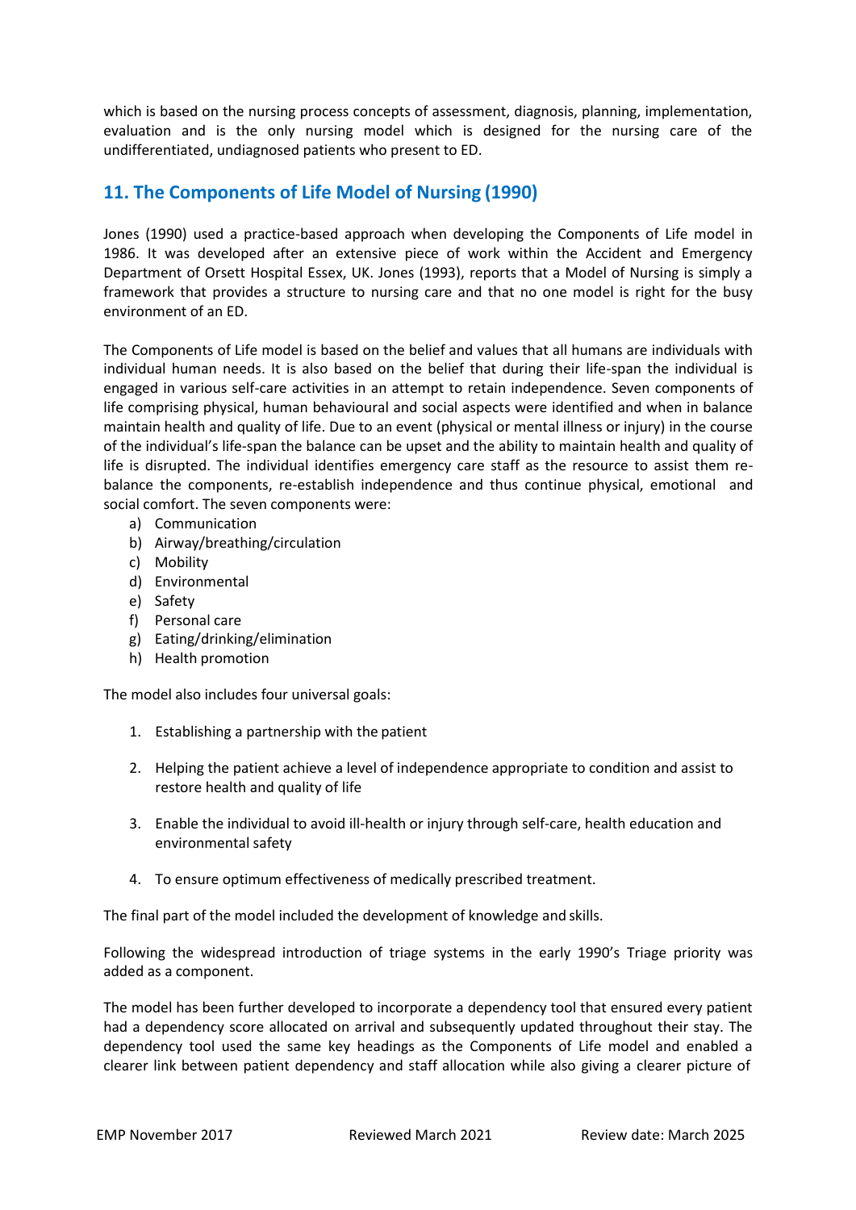which is based on the nursing process concepts of assessment, diagnosis, planning, implementation, evaluation and is the only nursing model which is designed for the nursing care of the undifferentiated, undiagnosed patients who present to ED.

## 11. The Components of Life Model of Nursing (1990)

Jones (1990) used a practice-based approach when developing the Components of Life model in 1986. It was developed after an extensive piece of work within the Accident and Emergency Department of Orsett Hospital Essex, UK. Jones (1993), reports that a Model of Nursing is simply a framework that provides a structure to nursing care and that no one model is right for the busy environment of an ED.

The Components of Life model is based on the belief and values that all humans are individuals with individual human needs. It is also based on the belief that during their life-span the individual is engaged in various self-care activities in an attempt to retain independence. Seven components of life comprising physical, human behavioural and social aspects were identified and when in balance maintain health and quality of life. Due to an event (physical or mental illness or injury) in the course of the individual's life-span the balance can be upset and the ability to maintain health and quality of life is disrupted. The individual identifies emergency care staff as the resource to assist them re-balance the components, re-establish independence and thus continue physical, emotional and social comfort. The seven components were:

a) Communication
b) Airway/breathing/circulation
c) Mobility
d) Environmental
e) Safety
f) Personal care
g) Eating/drinking/elimination
h) Health promotion

The model also includes four universal goals:

1. Establishing a partnership with the patient
2. Helping the patient achieve a level of independence appropriate to condition and assist to restore health and quality of life
3. Enable the individual to avoid ill-health or injury through self-care, health education and environmental safety
4. To ensure optimum effectiveness of medically prescribed treatment.

The final part of the model included the development of knowledge and skills.

Following the widespread introduction of triage systems in the early 1990's Triage priority was added as a component.

The model has been further developed to incorporate a dependency tool that ensured every patient had a dependency score allocated on arrival and subsequently updated throughout their stay. The dependency tool used the same key headings as the Components of Life model and enabled a clearer link between patient dependency and staff allocation while also giving a clearer picture of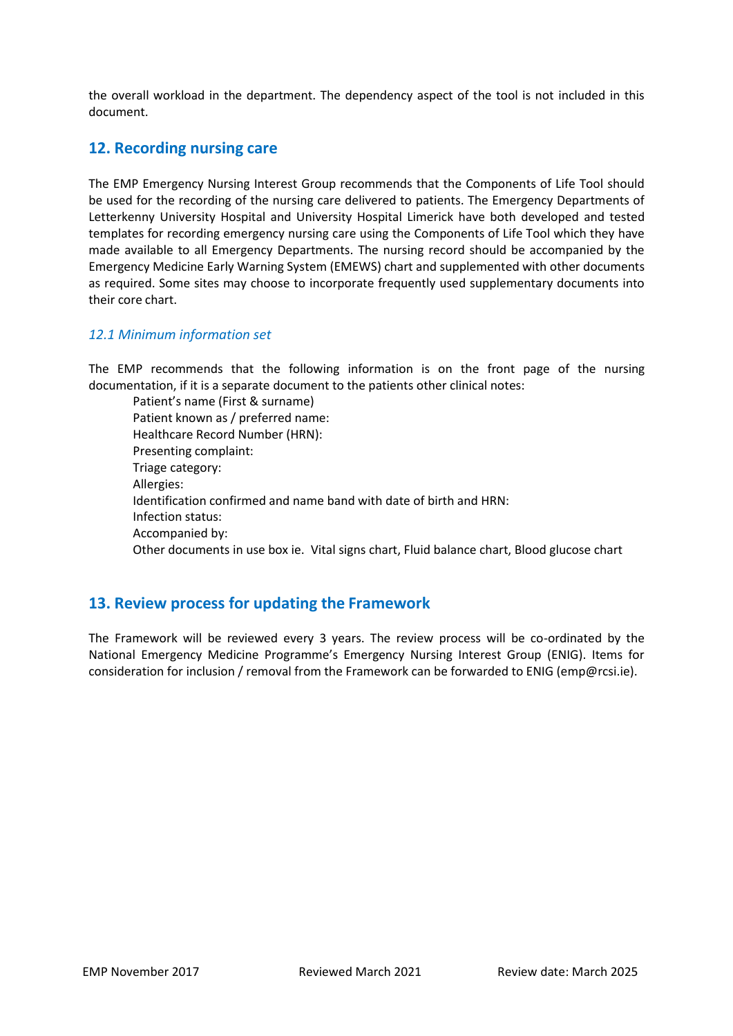the overall workload in the department. The dependency aspect of the tool is not included in this document.

## 12. Recording nursing care

The EMP Emergency Nursing Interest Group recommends that the Components of Life Tool should be used for the recording of the nursing care delivered to patients. The Emergency Departments of Letterkenny University Hospital and University Hospital Limerick have both developed and tested templates for recording emergency nursing care using the Components of Life Tool which they have made available to all Emergency Departments. The nursing record should be accompanied by the Emergency Medicine Early Warning System (EMEWS) chart and supplemented with other documents as required. Some sites may choose to incorporate frequently used supplementary documents into their core chart.

### *12.1 Minimum information set*

The EMP recommends that the following information is on the front page of the nursing documentation, if it is a separate document to the patients other clinical notes:

- Patient's name (First & surname)
- Patient known as / preferred name:
- Healthcare Record Number (HRN):
- Presenting complaint:
- Triage category:
- Allergies:
- Identification confirmed and name band with date of birth and HRN:
- Infection status:
- Accompanied by:
- Other documents in use box ie. Vital signs chart, Fluid balance chart, Blood glucose chart

## 13. Review process for updating the Framework

The Framework will be reviewed every 3 years. The review process will be co-ordinated by the National Emergency Medicine Programme's Emergency Nursing Interest Group (ENIG). Items for consideration for inclusion / removal from the Framework can be forwarded to ENIG (emp@rcsi.ie).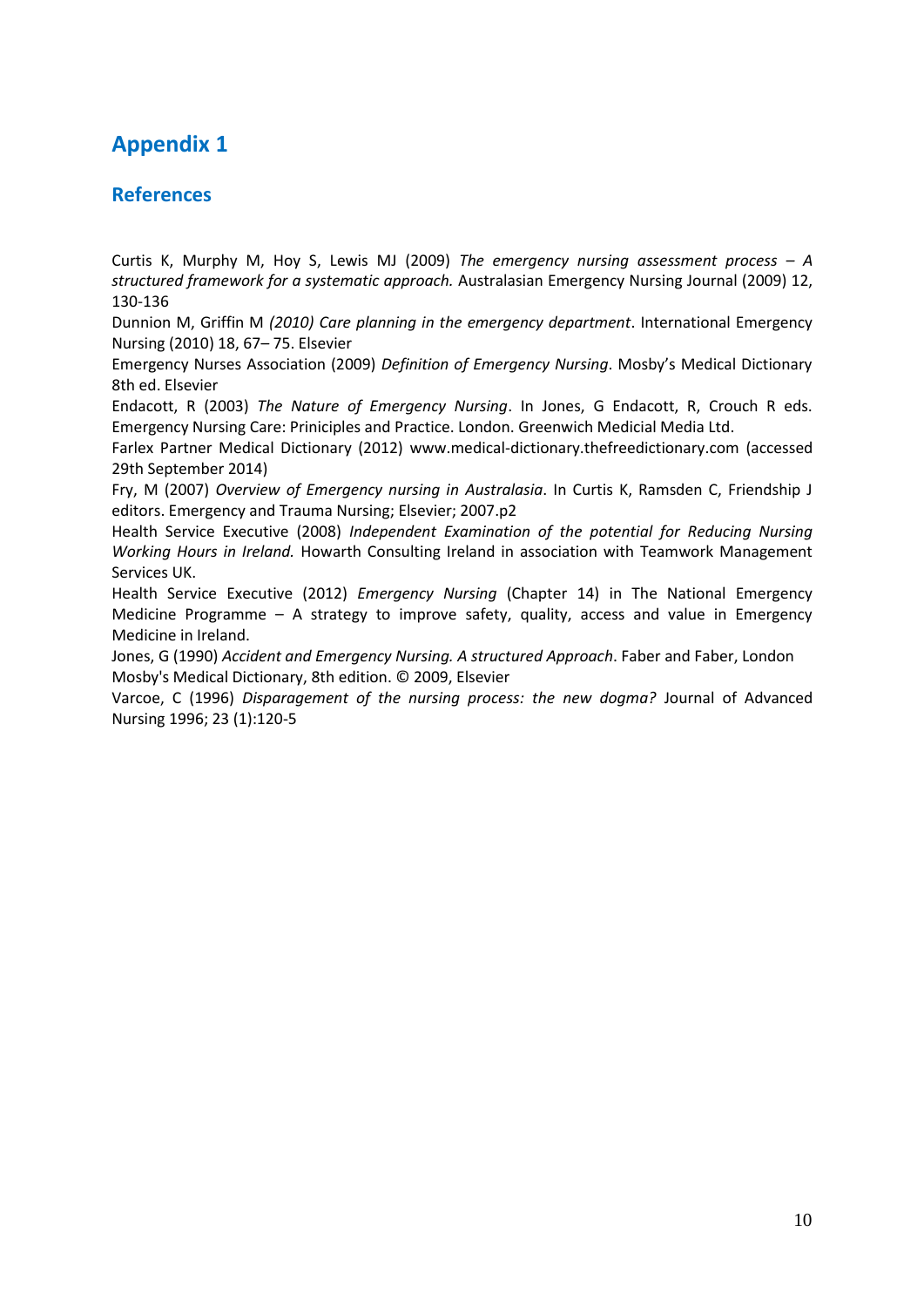## Appendix 1

### References

Curtis K, Murphy M, Hoy S, Lewis MJ (2009) *The emergency nursing assessment process – A structured framework for a systematic approach.* Australasian Emergency Nursing Journal (2009) 12, 130-136

Dunnion M, Griffin M *(2010) Care planning in the emergency department*. International Emergency Nursing (2010) 18, 67– 75. Elsevier

Emergency Nurses Association (2009) *Definition of Emergency Nursing*. Mosby's Medical Dictionary 8th ed. Elsevier

Endacott, R (2003) *The Nature of Emergency Nursing*. In Jones, G Endacott, R, Crouch R eds. Emergency Nursing Care: Priniciples and Practice. London. Greenwich Medicial Media Ltd.

Farlex Partner Medical Dictionary (2012) www.medical-dictionary.thefreedictionary.com (accessed 29th September 2014)

Fry, M (2007) *Overview of Emergency nursing in Australasia*. In Curtis K, Ramsden C, Friendship J editors. Emergency and Trauma Nursing; Elsevier; 2007.p2

Health Service Executive (2008) *Independent Examination of the potential for Reducing Nursing Working Hours in Ireland.* Howarth Consulting Ireland in association with Teamwork Management Services UK.

Health Service Executive (2012) *Emergency Nursing* (Chapter 14) in The National Emergency Medicine Programme – A strategy to improve safety, quality, access and value in Emergency Medicine in Ireland.

Jones, G (1990) *Accident and Emergency Nursing. A structured Approach*. Faber and Faber, London

Mosby's Medical Dictionary, 8th edition. © 2009, Elsevier

Varcoe, C (1996) *Disparagement of the nursing process: the new dogma?* Journal of Advanced Nursing 1996; 23 (1):120-5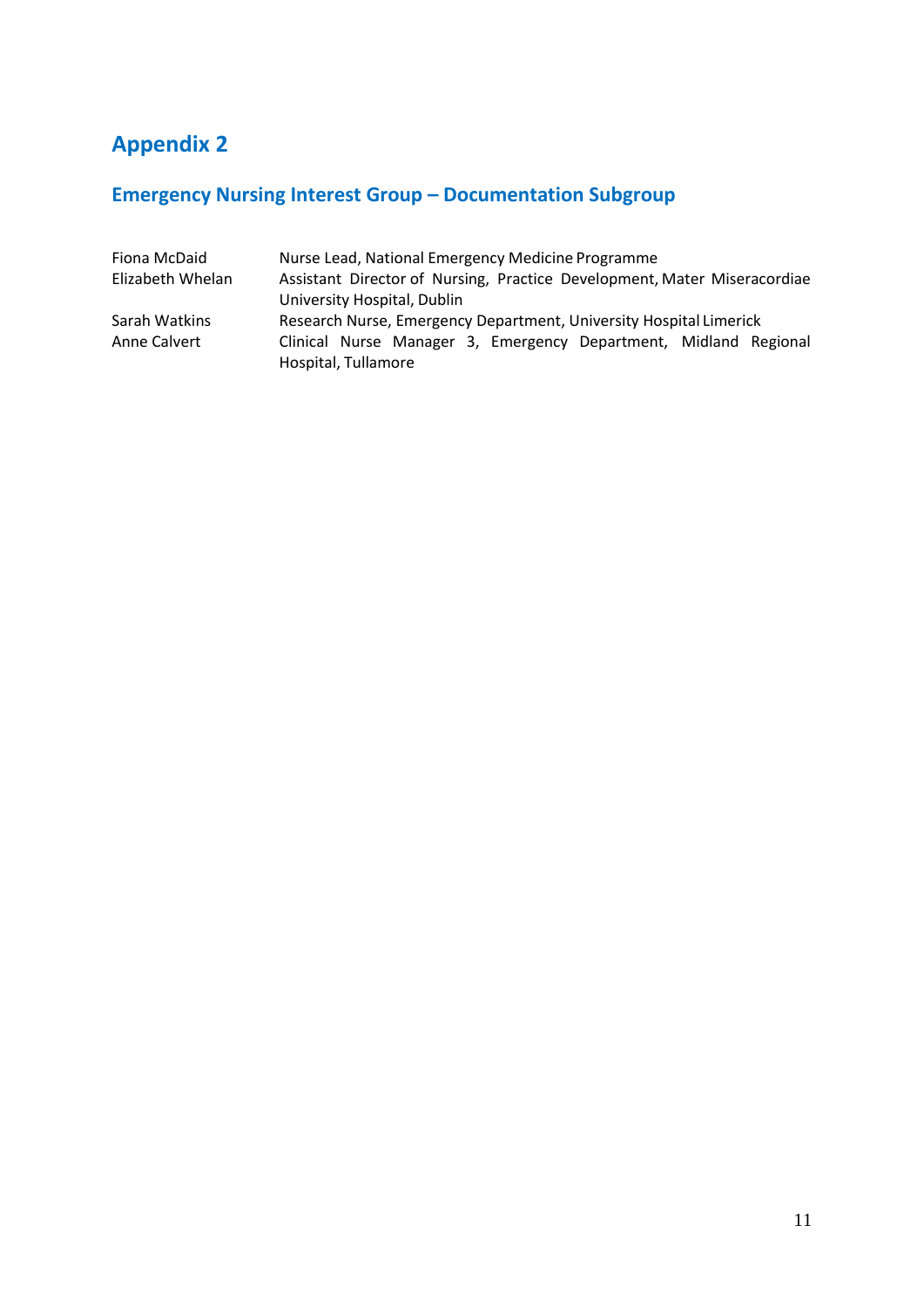# Appendix 2

## Emergency Nursing Interest Group – Documentation Subgroup

| | |
|---|---|
| Fiona McDaid | Nurse Lead, National Emergency Medicine Programme |
| Elizabeth Whelan | Assistant Director of Nursing, Practice Development, Mater Miseracordiae University Hospital, Dublin |
| Sarah Watkins | Research Nurse, Emergency Department, University Hospital Limerick |
| Anne Calvert | Clinical Nurse Manager 3, Emergency Department, Midland Regional Hospital, Tullamore |